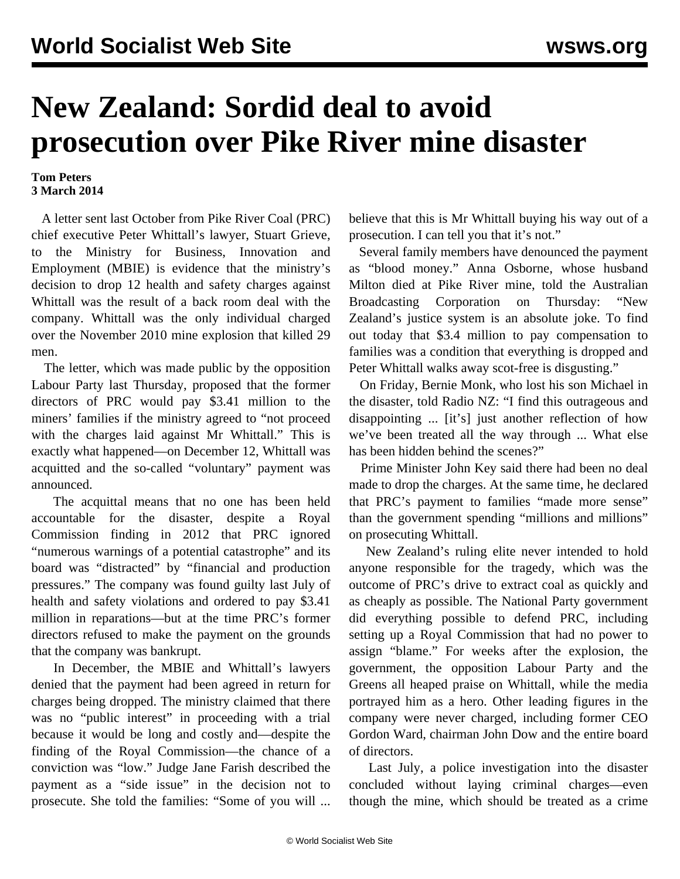# New Zealand: Sordid deal to avoid prosecution over Pike River mine disaster

**Tom Peters**
**3 March 2014**

A letter sent last October from Pike River Coal (PRC) chief executive Peter Whittall's lawyer, Stuart Grieve, to the Ministry for Business, Innovation and Employment (MBIE) is evidence that the ministry's decision to drop 12 health and safety charges against Whittall was the result of a back room deal with the company. Whittall was the only individual charged over the November 2010 mine explosion that killed 29 men.

The letter, which was made public by the opposition Labour Party last Thursday, proposed that the former directors of PRC would pay $3.41 million to the miners' families if the ministry agreed to "not proceed with the charges laid against Mr Whittall." This is exactly what happened—on December 12, Whittall was acquitted and the so-called "voluntary" payment was announced.

The acquittal means that no one has been held accountable for the disaster, despite a Royal Commission finding in 2012 that PRC ignored "numerous warnings of a potential catastrophe" and its board was "distracted" by "financial and production pressures." The company was found guilty last July of health and safety violations and ordered to pay $3.41 million in reparations—but at the time PRC's former directors refused to make the payment on the grounds that the company was bankrupt.

In December, the MBIE and Whittall's lawyers denied that the payment had been agreed in return for charges being dropped. The ministry claimed that there was no "public interest" in proceeding with a trial because it would be long and costly and—despite the finding of the Royal Commission—the chance of a conviction was "low." Judge Jane Farish described the payment as a "side issue" in the decision not to prosecute. She told the families: "Some of you will ... believe that this is Mr Whittall buying his way out of a prosecution. I can tell you that it's not."

Several family members have denounced the payment as "blood money." Anna Osborne, whose husband Milton died at Pike River mine, told the Australian Broadcasting Corporation on Thursday: "New Zealand's justice system is an absolute joke. To find out today that $3.4 million to pay compensation to families was a condition that everything is dropped and Peter Whittall walks away scot-free is disgusting."

On Friday, Bernie Monk, who lost his son Michael in the disaster, told Radio NZ: "I find this outrageous and disappointing ... [it's] just another reflection of how we've been treated all the way through ... What else has been hidden behind the scenes?"

Prime Minister John Key said there had been no deal made to drop the charges. At the same time, he declared that PRC's payment to families "made more sense" than the government spending "millions and millions" on prosecuting Whittall.

New Zealand's ruling elite never intended to hold anyone responsible for the tragedy, which was the outcome of PRC's drive to extract coal as quickly and as cheaply as possible. The National Party government did everything possible to defend PRC, including setting up a Royal Commission that had no power to assign "blame." For weeks after the explosion, the government, the opposition Labour Party and the Greens all heaped praise on Whittall, while the media portrayed him as a hero. Other leading figures in the company were never charged, including former CEO Gordon Ward, chairman John Dow and the entire board of directors.

Last July, a police investigation into the disaster concluded without laying criminal charges—even though the mine, which should be treated as a crime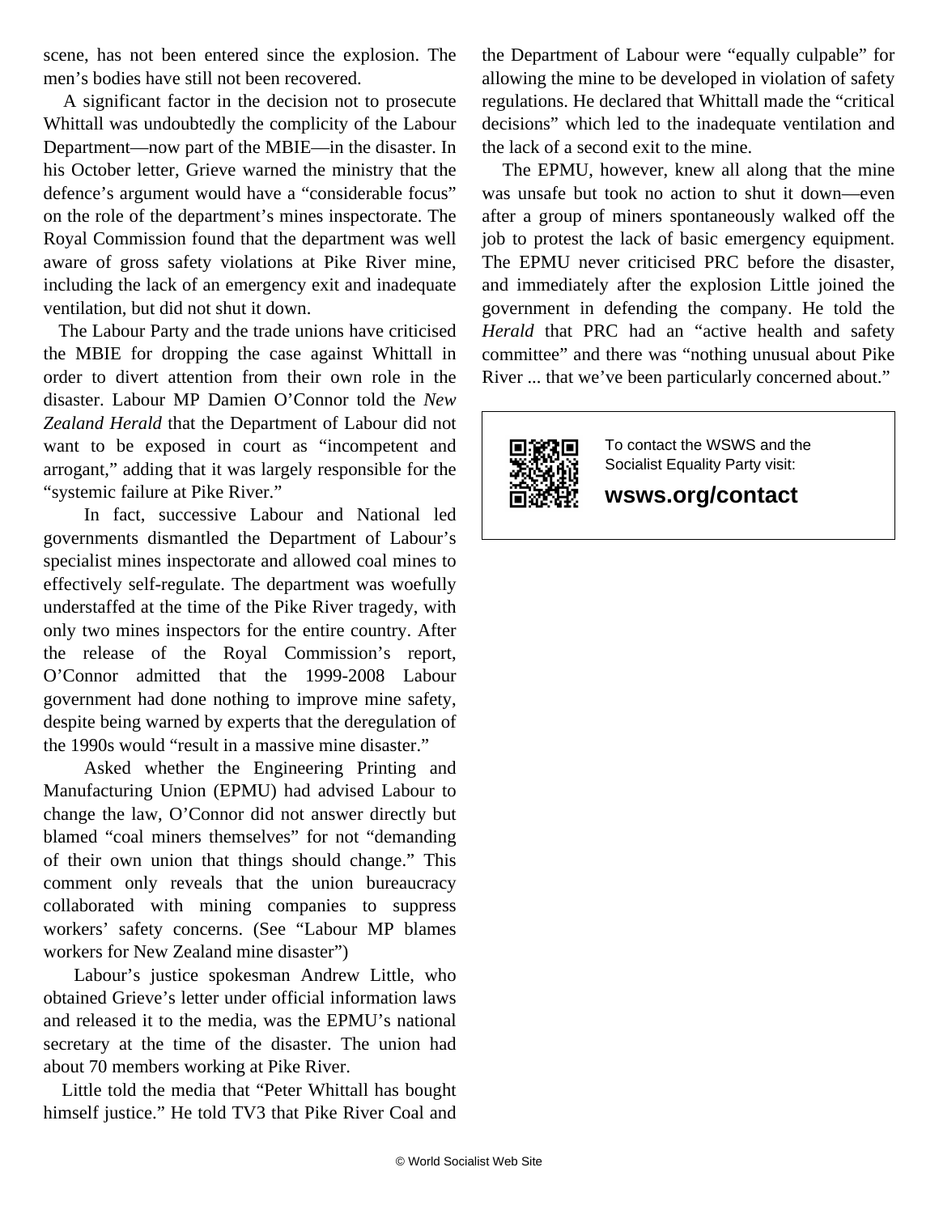scene, has not been entered since the explosion. The men's bodies have still not been recovered.

A significant factor in the decision not to prosecute Whittall was undoubtedly the complicity of the Labour Department—now part of the MBIE—in the disaster. In his October letter, Grieve warned the ministry that the defence's argument would have a "considerable focus" on the role of the department's mines inspectorate. The Royal Commission found that the department was well aware of gross safety violations at Pike River mine, including the lack of an emergency exit and inadequate ventilation, but did not shut it down.

The Labour Party and the trade unions have criticised the MBIE for dropping the case against Whittall in order to divert attention from their own role in the disaster. Labour MP Damien O'Connor told the *New Zealand Herald* that the Department of Labour did not want to be exposed in court as "incompetent and arrogant," adding that it was largely responsible for the "systemic failure at Pike River."

In fact, successive Labour and National led governments dismantled the Department of Labour's specialist mines inspectorate and allowed coal mines to effectively self-regulate. The department was woefully understaffed at the time of the Pike River tragedy, with only two mines inspectors for the entire country. After the release of the Royal Commission's report, O'Connor admitted that the 1999-2008 Labour government had done nothing to improve mine safety, despite being warned by experts that the deregulation of the 1990s would "result in a massive mine disaster."

Asked whether the Engineering Printing and Manufacturing Union (EPMU) had advised Labour to change the law, O'Connor did not answer directly but blamed "coal miners themselves" for not "demanding of their own union that things should change." This comment only reveals that the union bureaucracy collaborated with mining companies to suppress workers' safety concerns. (See "Labour MP blames workers for New Zealand mine disaster")

Labour's justice spokesman Andrew Little, who obtained Grieve's letter under official information laws and released it to the media, was the EPMU's national secretary at the time of the disaster. The union had about 70 members working at Pike River.

Little told the media that "Peter Whittall has bought himself justice." He told TV3 that Pike River Coal and the Department of Labour were "equally culpable" for allowing the mine to be developed in violation of safety regulations. He declared that Whittall made the "critical decisions" which led to the inadequate ventilation and the lack of a second exit to the mine.

The EPMU, however, knew all along that the mine was unsafe but took no action to shut it down—even after a group of miners spontaneously walked off the job to protest the lack of basic emergency equipment. The EPMU never criticised PRC before the disaster, and immediately after the explosion Little joined the government in defending the company. He told the *Herald* that PRC had an "active health and safety committee" and there was "nothing unusual about Pike River ... that we've been particularly concerned about."

To contact the WSWS and the Socialist Equality Party visit:

**wsws.org/contact**